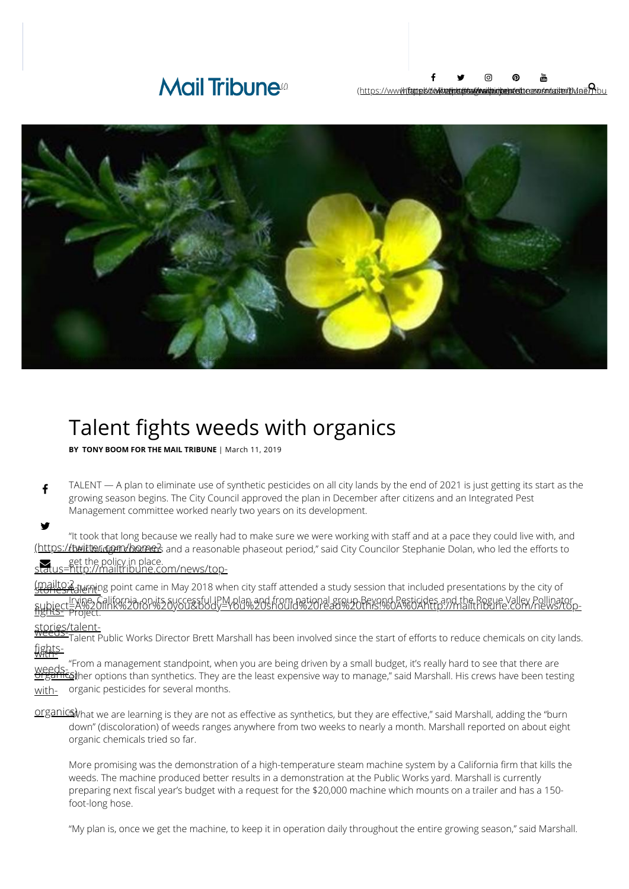# Talent fights weeds with organics

**BY TONY BOOM FOR THE MAIL TRIBUNE** | March 11, 2019

TALENT — A plan to eliminate use of synthetic pesticides on all city lands by the end of 2021 is just getting its start as the growing season begins. The City Council approved the plan in December after citizens and an Integrated Pest Management committee worked nearly two years on its development.

"It took that long because we really had to make sure we were working with staff and at a pace they could live with, and that budget concerns and a reasonable phaseout period," said City Councilor Stephanie Dolan, who led the efforts to get the policy in place.

A turning point came in May 2018 when city staff attended a study session that included presentations by the city of Irvine, California, on its successful IPM plan and from national group Beyond Pesticides and the Rogue Valley Pollinator Project.

Talent Public Works Director Brett Marshall has been involved since the start of efforts to reduce chemicals on city lands.

"From a management standpoint, when you are being driven by a small budget, it's really hard to see that there are other options than synthetics. They are the least expensive way to manage," said Marshall. His crews have been testing organic pesticides for several months.

"What we are learning is they are not as effective as synthetics, but they are effective," said Marshall, adding the "burn down" (discoloration) of weeds ranges anywhere from two weeks to nearly a month. Marshall reported on about eight organic chemicals tried so far.

More promising was the demonstration of a high-temperature steam machine system by a California firm that kills the weeds. The machine produced better results in a demonstration at the Public Works yard. Marshall is currently preparing next fiscal year's budget with a request for the $20,000 machine which mounts on a trailer and has a 150-foot-long hose.

"My plan is, once we get the machine, to keep it in operation daily throughout the entire growing season," said Marshall.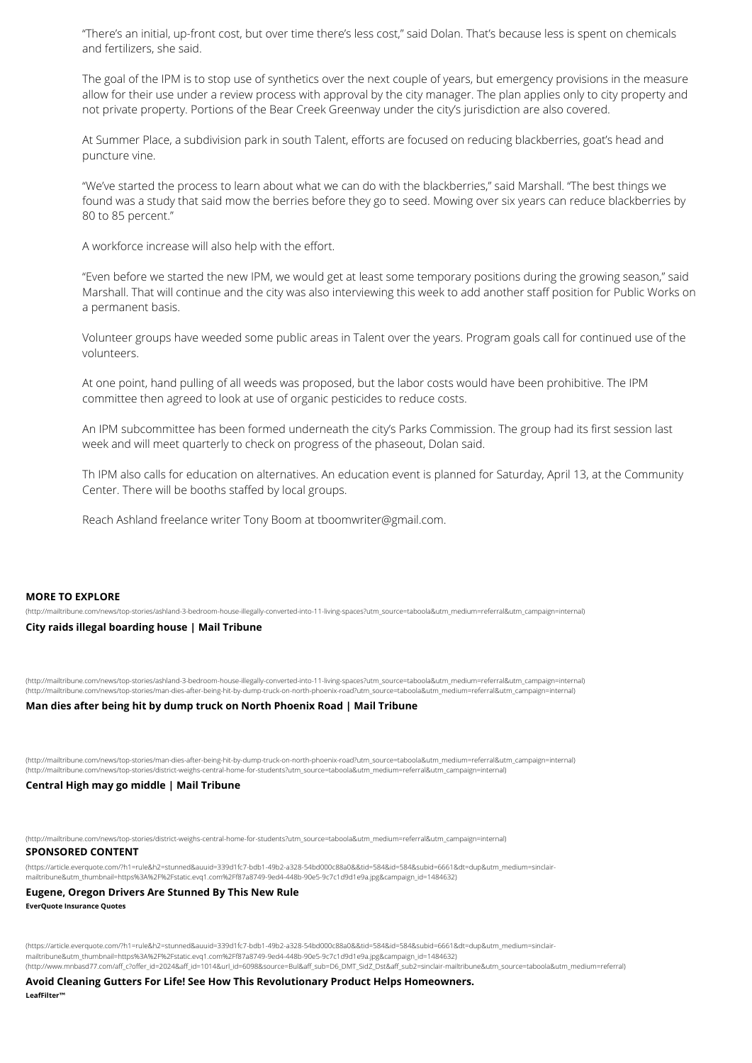"There's an initial, up-front cost, but over time there's less cost," said Dolan. That's because less is spent on chemicals and fertilizers, she said.

The goal of the IPM is to stop use of synthetics over the next couple of years, but emergency provisions in the measure allow for their use under a review process with approval by the city manager. The plan applies only to city property and not private property. Portions of the Bear Creek Greenway under the city's jurisdiction are also covered.

At Summer Place, a subdivision park in south Talent, efforts are focused on reducing blackberries, goat's head and puncture vine.

"We've started the process to learn about what we can do with the blackberries," said Marshall. "The best things we found was a study that said mow the berries before they go to seed. Mowing over six years can reduce blackberries by 80 to 85 percent."

A workforce increase will also help with the effort.

"Even before we started the new IPM, we would get at least some temporary positions during the growing season," said Marshall. That will continue and the city was also interviewing this week to add another staff position for Public Works on a permanent basis.

Volunteer groups have weeded some public areas in Talent over the years. Program goals call for continued use of the volunteers.

At one point, hand pulling of all weeds was proposed, but the labor costs would have been prohibitive. The IPM committee then agreed to look at use of organic pesticides to reduce costs.

An IPM subcommittee has been formed underneath the city's Parks Commission. The group had its first session last week and will meet quarterly to check on progress of the phaseout, Dolan said.

Th IPM also calls for education on alternatives. An education event is planned for Saturday, April 13, at the Community Center. There will be booths staffed by local groups.

Reach Ashland freelance writer Tony Boom at tboomwriter@gmail.com.

**MORE TO EXPLORE**

(http://mailtribune.com/news/top-stories/ashland-3-bedroom-house-illegally-converted-into-11-living-spaces?utm_source=taboola&utm_medium=referral&utm_campaign=internal)

**City raids illegal boarding house | Mail Tribune**

(http://mailtribune.com/news/top-stories/ashland-3-bedroom-house-illegally-converted-into-11-living-spaces?utm_source=taboola&utm_medium=referral&utm_campaign=internal)
(http://mailtribune.com/news/top-stories/man-dies-after-being-hit-by-dump-truck-on-north-phoenix-road?utm_source=taboola&utm_medium=referral&utm_campaign=internal)

**Man dies after being hit by dump truck on North Phoenix Road | Mail Tribune**

(http://mailtribune.com/news/top-stories/man-dies-after-being-hit-by-dump-truck-on-north-phoenix-road?utm_source=taboola&utm_medium=referral&utm_campaign=internal)
(http://mailtribune.com/news/top-stories/district-weighs-central-home-for-students?utm_source=taboola&utm_medium=referral&utm_campaign=internal)

**Central High may go middle | Mail Tribune**

(http://mailtribune.com/news/top-stories/district-weighs-central-home-for-students?utm_source=taboola&utm_medium=referral&utm_campaign=internal)

**SPONSORED CONTENT**

(https://article.everquote.com/?h1=rule&h2=stunned&auuid=339d1fc7-bdb1-49b2-a328-54bd000c88a0&&tid=584&id=584&subid=6661&dt=dup&utm_medium=sinclair-mailtribune&utm_thumbnail=https%3A%2F%2Fstatic.evq1.com%2Ff87a8749-9ed4-448b-90e5-9c7c1d9d1e9a.jpg&campaign_id=1484632)

**Eugene, Oregon Drivers Are Stunned By This New Rule**
**EverQuote Insurance Quotes**

(https://article.everquote.com/?h1=rule&h2=stunned&auuid=339d1fc7-bdb1-49b2-a328-54bd000c88a0&&tid=584&id=584&subid=6661&dt=dup&utm_medium=sinclair-mailtribune&utm_thumbnail=https%3A%2F%2Fstatic.evq1.com%2Ff87a8749-9ed4-448b-90e5-9c7c1d9d1e9a.jpg&campaign_id=1484632)
(http://www.mnbasd77.com/aff_c?offer_id=2024&aff_id=1014&url_id=6098&source=Bul&aff_sub=D6_DMT_SidZ_Dst&aff_sub2=sinclair-mailtribune&utm_source=taboola&utm_medium=referral)

**Avoid Cleaning Gutters For Life! See How This Revolutionary Product Helps Homeowners.**
**LeafFilter™**